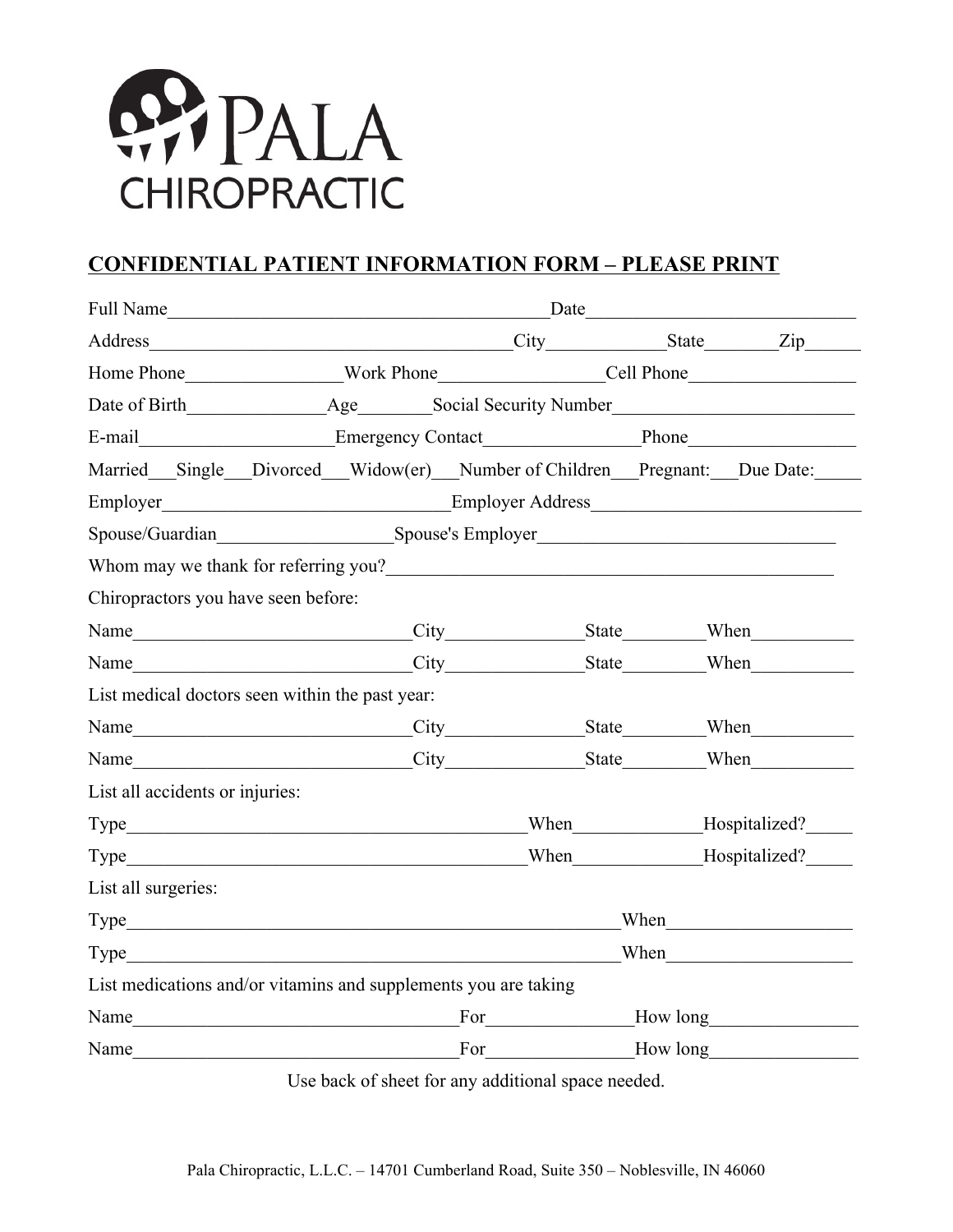PALA CHIROPRACTIC

## CONFIDENTIAL PATIENT INFORMATION FORM – PLEASE PRINT

Full Name__________________________________________Date_____________________________

Address_______________________________________City____________State________Zip______

Home Phone_________________Work Phone_________________Cell Phone__________________

Date of Birth_______________Age________Social Security Number__________________________

E-mail____________________Emergency Contact________________Phone__________________

Married___Single___Divorced___Widow(er)___Number of Children___Pregnant:___Due Date:_____

Employer______________________________Employer Address____________________________

Spouse/Guardian___________________Spouse's Employer________________________________

Whom may we thank for referring you?_______________________________________________

Chiropractors you have seen before:

Name______________________________City_______________State_________When___________

Name______________________________City_______________State_________When___________

List medical doctors seen within the past year:

Name______________________________City_______________State_________When___________

Name______________________________City_______________State_________When___________

List all accidents or injuries:

Type____________________________________________When______________Hospitalized?_____

Type____________________________________________When______________Hospitalized?_____

List all surgeries:

Type_______________________________________________________When____________________

Type_______________________________________________________When____________________

List medications and/or vitamins and supplements you are taking

Name____________________________________For________________How long________________

Name____________________________________For________________How long________________

Use back of sheet for any additional space needed.

Pala Chiropractic, L.L.C. – 14701 Cumberland Road, Suite 350 – Noblesville, IN 46060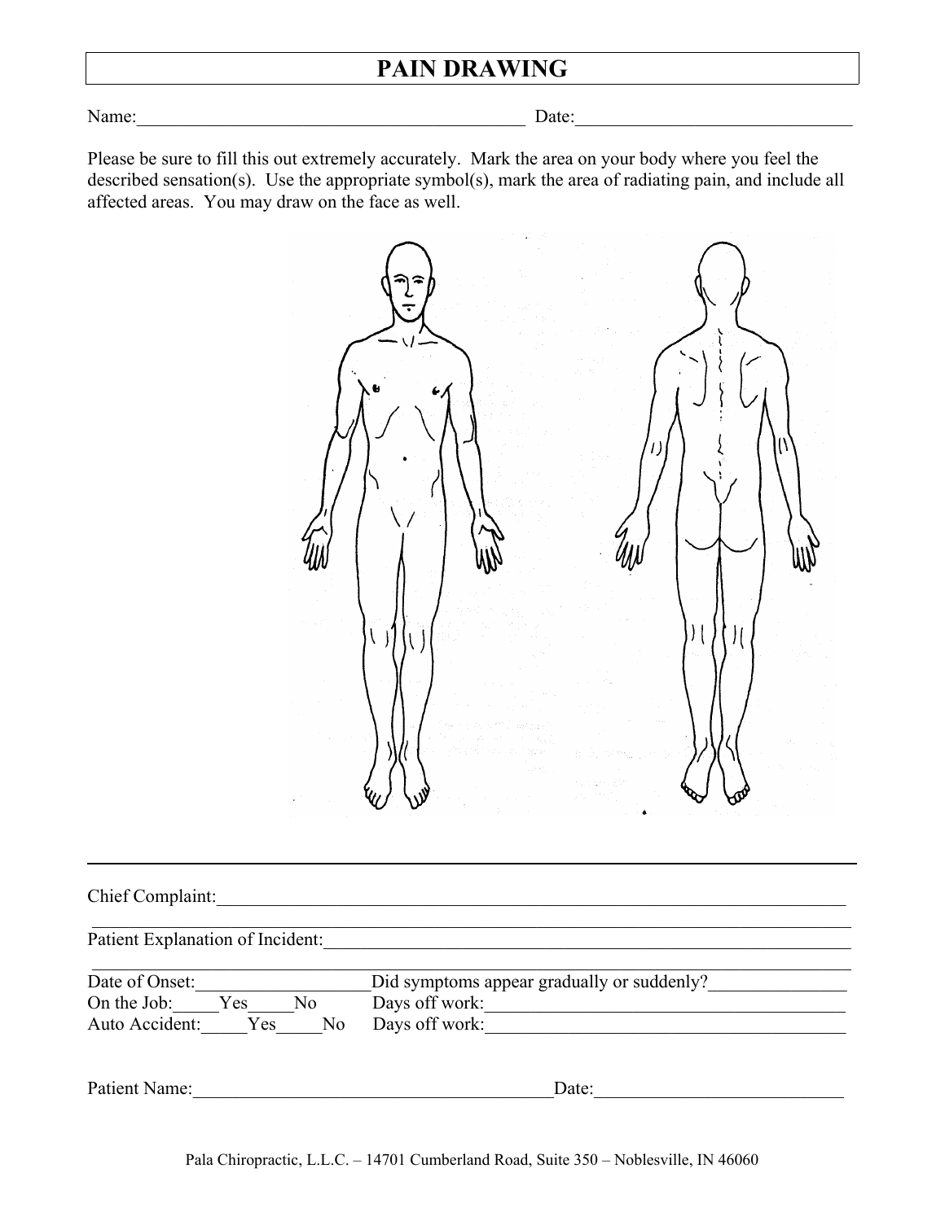# PAIN DRAWING

Name:\_\_\_\_\_\_\_\_\_\_\_\_\_\_\_\_\_\_\_\_\_\_\_\_\_\_\_\_\_\_\_\_\_\_\_\_\_\_\_\_\_\_ Date:\_\_\_\_\_\_\_\_\_\_\_\_\_\_\_\_\_\_\_\_\_\_\_\_\_\_\_\_\_\_

Please be sure to fill this out extremely accurately. Mark the area on your body where you feel the described sensation(s). Use the appropriate symbol(s), mark the area of radiating pain, and include all affected areas. You may draw on the face as well.

---

Chief Complaint:\_\_\_\_\_\_\_\_\_\_\_\_\_\_\_\_\_\_\_\_\_\_\_\_\_\_\_\_\_\_\_\_\_\_\_\_\_\_\_\_\_\_\_\_\_\_\_\_\_\_\_\_\_\_\_\_\_\_\_\_\_\_\_\_\_\_

Patient Explanation of Incident:\_\_\_\_\_\_\_\_\_\_\_\_\_\_\_\_\_\_\_\_\_\_\_\_\_\_\_\_\_\_\_\_\_\_\_\_\_\_\_\_\_\_\_\_\_\_\_\_\_\_\_\_\_\_\_

Date of Onset:\_\_\_\_\_\_\_\_\_\_\_\_\_\_\_\_\_\_Did symptoms appear gradually or suddenly?\_\_\_\_\_\_\_\_\_\_\_\_\_\_

On the Job:\_\_\_\_\_Yes\_\_\_\_\_No Days off work:\_\_\_\_\_\_\_\_\_\_\_\_\_\_\_\_\_\_\_\_\_\_\_\_\_\_\_\_\_\_\_\_\_\_\_\_\_\_\_

Auto Accident:\_\_\_\_\_Yes\_\_\_\_\_No Days off work:\_\_\_\_\_\_\_\_\_\_\_\_\_\_\_\_\_\_\_\_\_\_\_\_\_\_\_\_\_\_\_\_\_\_\_\_\_\_\_

Patient Name:\_\_\_\_\_\_\_\_\_\_\_\_\_\_\_\_\_\_\_\_\_\_\_\_\_\_\_\_\_\_\_\_\_\_\_\_\_\_\_Date:\_\_\_\_\_\_\_\_\_\_\_\_\_\_\_\_\_\_\_\_\_\_\_\_\_\_\_

Pala Chiropractic, L.L.C. – 14701 Cumberland Road, Suite 350 – Noblesville, IN 46060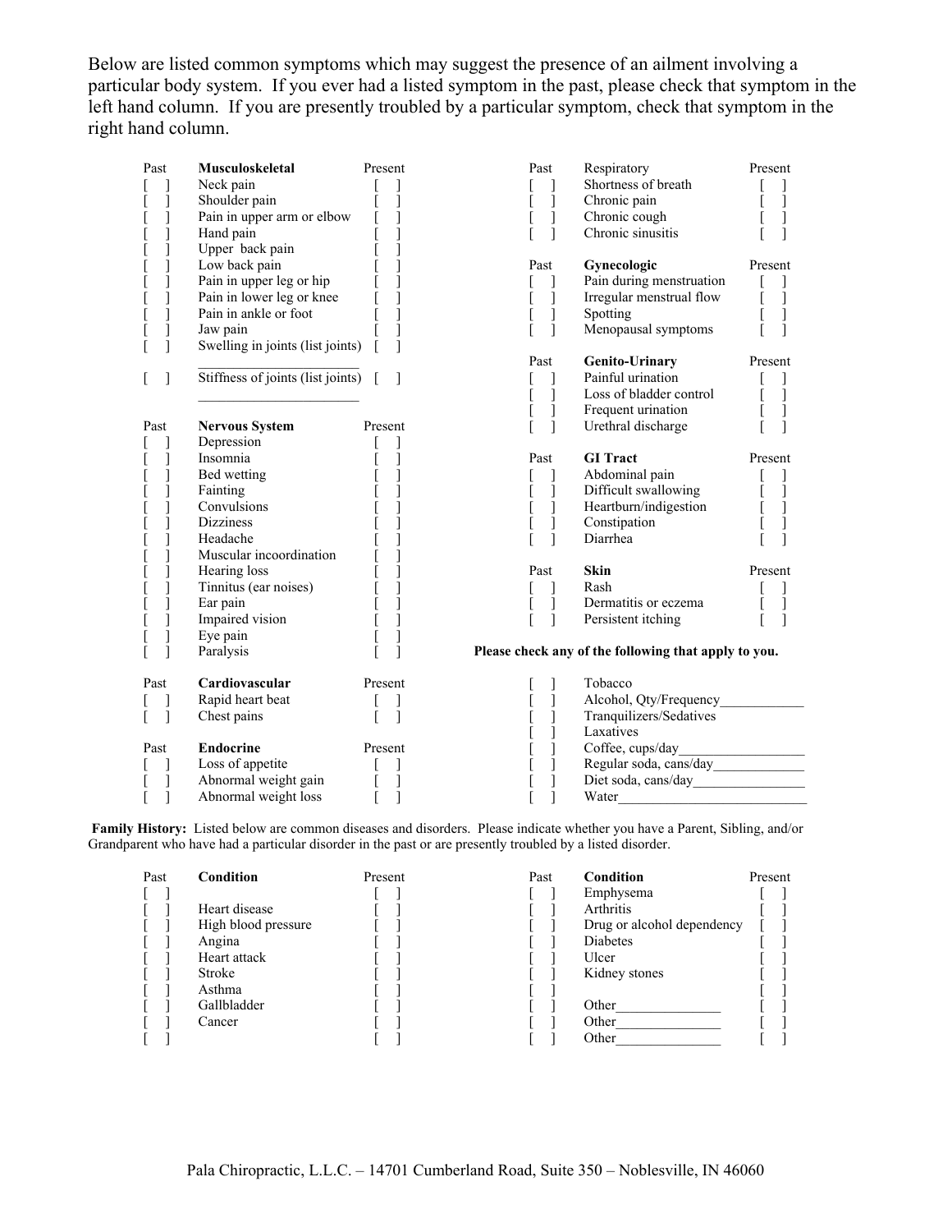Below are listed common symptoms which may suggest the presence of an ailment involving a particular body system. If you ever had a listed symptom in the past, please check that symptom in the left hand column. If you are presently troubled by a particular symptom, check that symptom in the right hand column.

| Past | Musculoskeletal | Present |
|---|---|---|
| [ ] | Neck pain | [ ] |
| [ ] | Shoulder pain | [ ] |
| [ ] | Pain in upper arm or elbow | [ ] |
| [ ] | Hand pain | [ ] |
| [ ] | Upper back pain | [ ] |
| [ ] | Low back pain | [ ] |
| [ ] | Pain in upper leg or hip | [ ] |
| [ ] | Pain in lower leg or knee | [ ] |
| [ ] | Pain in ankle or foot | [ ] |
| [ ] | Jaw pain | [ ] |
| [ ] | Swelling in joints (list joints) ______________________ | [ ] |
| [ ] | Stiffness of joints (list joints) ______________________ | [ ] |

| Past | Nervous System | Present |
|---|---|---|
| [ ] | Depression | [ ] |
| [ ] | Insomnia | [ ] |
| [ ] | Bed wetting | [ ] |
| [ ] | Fainting | [ ] |
| [ ] | Convulsions | [ ] |
| [ ] | Dizziness | [ ] |
| [ ] | Headache | [ ] |
| [ ] | Muscular incoordination | [ ] |
| [ ] | Hearing loss | [ ] |
| [ ] | Tinnitus (ear noises) | [ ] |
| [ ] | Ear pain | [ ] |
| [ ] | Impaired vision | [ ] |
| [ ] | Eye pain | [ ] |
| [ ] | Paralysis | [ ] |

| Past | Cardiovascular | Present |
|---|---|---|
| [ ] | Rapid heart beat | [ ] |
| [ ] | Chest pains | [ ] |

| Past | Endocrine | Present |
|---|---|---|
| [ ] | Loss of appetite | [ ] |
| [ ] | Abnormal weight gain | [ ] |
| [ ] | Abnormal weight loss | [ ] |

| Past | Respiratory | Present |
|---|---|---|
| [ ] | Shortness of breath | [ ] |
| [ ] | Chronic pain | [ ] |
| [ ] | Chronic cough | [ ] |
| [ ] | Chronic sinusitis | [ ] |

| Past | Gynecologic | Present |
|---|---|---|
| [ ] | Pain during menstruation | [ ] |
| [ ] | Irregular menstrual flow | [ ] |
| [ ] | Spotting | [ ] |
| [ ] | Menopausal symptoms | [ ] |

| Past | Genito-Urinary | Present |
|---|---|---|
| [ ] | Painful urination | [ ] |
| [ ] | Loss of bladder control | [ ] |
| [ ] | Frequent urination | [ ] |
| [ ] | Urethral discharge | [ ] |

| Past | GI Tract | Present |
|---|---|---|
| [ ] | Abdominal pain | [ ] |
| [ ] | Difficult swallowing | [ ] |
| [ ] | Heartburn/indigestion | [ ] |
| [ ] | Constipation | [ ] |
| [ ] | Diarrhea | [ ] |

| Past | Skin | Present |
|---|---|---|
| [ ] | Rash | [ ] |
| [ ] | Dermatitis or eczema | [ ] |
| [ ] | Persistent itching | [ ] |

**Please check any of the following that apply to you.**

- [ ] Tobacco
- [ ] Alcohol, Qty/Frequency____________
- [ ] Tranquilizers/Sedatives
- [ ] Laxatives
- [ ] Coffee, cups/day__________________
- [ ] Regular soda, cans/day_____________
- [ ] Diet soda, cans/day________________
- [ ] Water___________________________

**Family History:** Listed below are common diseases and disorders. Please indicate whether you have a Parent, Sibling, and/or Grandparent who have had a particular disorder in the past or are presently troubled by a listed disorder.

| Past | Condition | Present |
|---|---|---|
| [ ] | | [ ] |
| [ ] | Heart disease | [ ] |
| [ ] | High blood pressure | [ ] |
| [ ] | Angina | [ ] |
| [ ] | Heart attack | [ ] |
| [ ] | Stroke | [ ] |
| [ ] | Asthma | [ ] |
| [ ] | Gallbladder | [ ] |
| [ ] | Cancer | [ ] |
| [ ] | | [ ] |

| Past | Condition | Present |
|---|---|---|
| [ ] | Emphysema | [ ] |
| [ ] | Arthritis | [ ] |
| [ ] | Drug or alcohol dependency | [ ] |
| [ ] | Diabetes | [ ] |
| [ ] | Ulcer | [ ] |
| [ ] | Kidney stones | [ ] |
| [ ] | | [ ] |
| [ ] | Other_______________ | [ ] |
| [ ] | Other_______________ | [ ] |
| [ ] | Other_______________ | [ ] |

Pala Chiropractic, L.L.C. – 14701 Cumberland Road, Suite 350 – Noblesville, IN 46060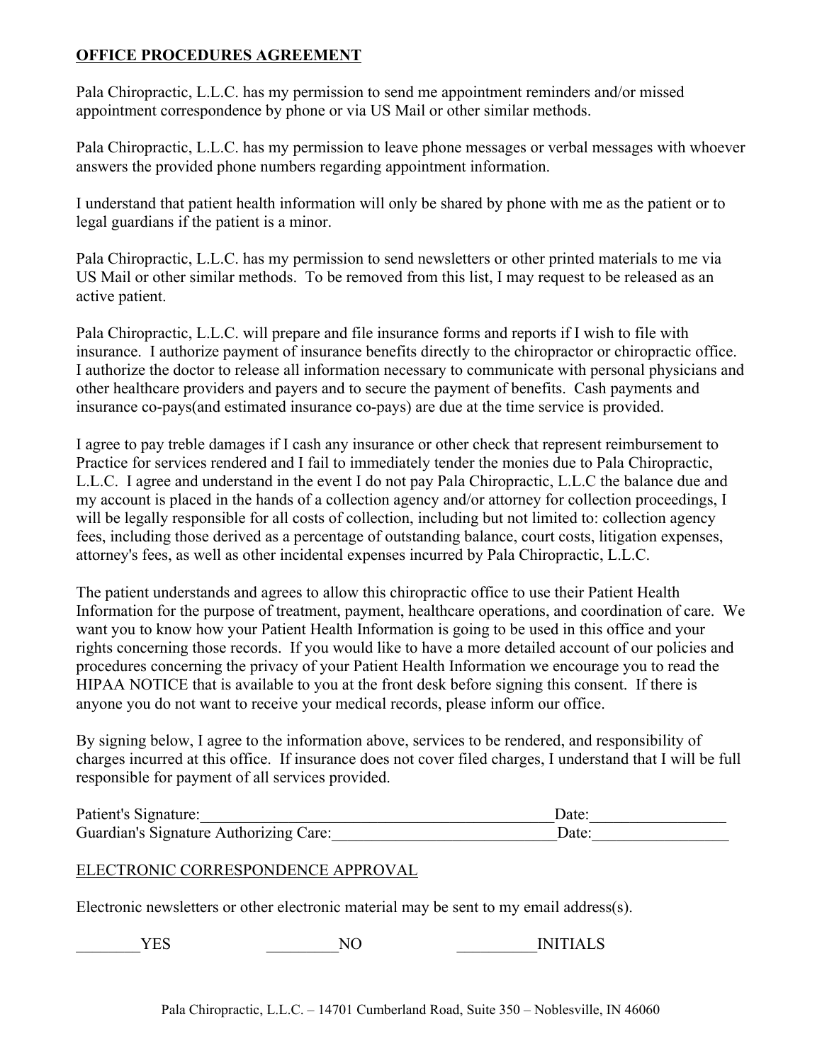**OFFICE PROCEDURES AGREEMENT**

Pala Chiropractic, L.L.C. has my permission to send me appointment reminders and/or missed appointment correspondence by phone or via US Mail or other similar methods.

Pala Chiropractic, L.L.C. has my permission to leave phone messages or verbal messages with whoever answers the provided phone numbers regarding appointment information.

I understand that patient health information will only be shared by phone with me as the patient or to legal guardians if the patient is a minor.

Pala Chiropractic, L.L.C. has my permission to send newsletters or other printed materials to me via US Mail or other similar methods. To be removed from this list, I may request to be released as an active patient.

Pala Chiropractic, L.L.C. will prepare and file insurance forms and reports if I wish to file with insurance. I authorize payment of insurance benefits directly to the chiropractor or chiropractic office. I authorize the doctor to release all information necessary to communicate with personal physicians and other healthcare providers and payers and to secure the payment of benefits. Cash payments and insurance co-pays(and estimated insurance co-pays) are due at the time service is provided.

I agree to pay treble damages if I cash any insurance or other check that represent reimbursement to Practice for services rendered and I fail to immediately tender the monies due to Pala Chiropractic, L.L.C. I agree and understand in the event I do not pay Pala Chiropractic, L.L.C the balance due and my account is placed in the hands of a collection agency and/or attorney for collection proceedings, I will be legally responsible for all costs of collection, including but not limited to: collection agency fees, including those derived as a percentage of outstanding balance, court costs, litigation expenses, attorney's fees, as well as other incidental expenses incurred by Pala Chiropractic, L.L.C.

The patient understands and agrees to allow this chiropractic office to use their Patient Health Information for the purpose of treatment, payment, healthcare operations, and coordination of care. We want you to know how your Patient Health Information is going to be used in this office and your rights concerning those records. If you would like to have a more detailed account of our policies and procedures concerning the privacy of your Patient Health Information we encourage you to read the HIPAA NOTICE that is available to you at the front desk before signing this consent. If there is anyone you do not want to receive your medical records, please inform our office.

By signing below, I agree to the information above, services to be rendered, and responsibility of charges incurred at this office. If insurance does not cover filed charges, I understand that I will be full responsible for payment of all services provided.

Patient's Signature:_____________________________________________Date:_________________

Guardian's Signature Authorizing Care:____________________________Date:_________________

ELECTRONIC CORRESPONDENCE APPROVAL

Electronic newsletters or other electronic material may be sent to my email address(s).

________YES _________NO __________INITIALS

Pala Chiropractic, L.L.C. – 14701 Cumberland Road, Suite 350 – Noblesville, IN 46060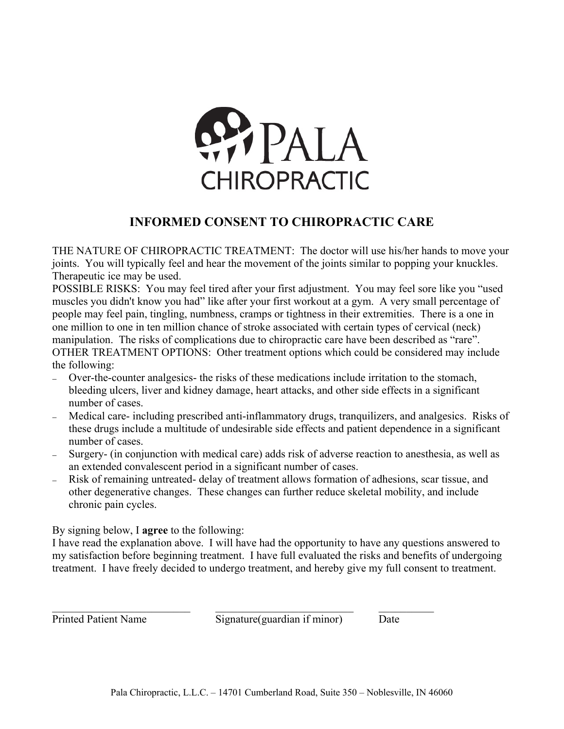PALA CHIROPRACTIC

## INFORMED CONSENT TO CHIROPRACTIC CARE

THE NATURE OF CHIROPRACTIC TREATMENT: The doctor will use his/her hands to move your joints. You will typically feel and hear the movement of the joints similar to popping your knuckles. Therapeutic ice may be used.

POSSIBLE RISKS: You may feel tired after your first adjustment. You may feel sore like you "used muscles you didn't know you had" like after your first workout at a gym. A very small percentage of people may feel pain, tingling, numbness, cramps or tightness in their extremities. There is a one in one million to one in ten million chance of stroke associated with certain types of cervical (neck) manipulation. The risks of complications due to chiropractic care have been described as "rare".

OTHER TREATMENT OPTIONS: Other treatment options which could be considered may include the following:

- Over-the-counter analgesics- the risks of these medications include irritation to the stomach, bleeding ulcers, liver and kidney damage, heart attacks, and other side effects in a significant number of cases.
- Medical care- including prescribed anti-inflammatory drugs, tranquilizers, and analgesics. Risks of these drugs include a multitude of undesirable side effects and patient dependence in a significant number of cases.
- Surgery- (in conjunction with medical care) adds risk of adverse reaction to anesthesia, as well as an extended convalescent period in a significant number of cases.
- Risk of remaining untreated- delay of treatment allows formation of adhesions, scar tissue, and other degenerative changes. These changes can further reduce skeletal mobility, and include chronic pain cycles.

By signing below, I **agree** to the following:

I have read the explanation above. I will have had the opportunity to have any questions answered to my satisfaction before beginning treatment. I have full evaluated the risks and benefits of undergoing treatment. I have freely decided to undergo treatment, and hereby give my full consent to treatment.

\_\_\_\_\_\_\_\_\_\_\_\_\_\_\_\_\_\_\_\_\_\_\_\_\_\_\_ \_\_\_\_\_\_\_\_\_\_\_\_\_\_\_\_\_\_\_\_\_\_\_\_\_\_\_ \_\_\_\_\_\_\_\_\_\_\_

Printed Patient Name | Signature(guardian if minor) | Date

Pala Chiropractic, L.L.C. – 14701 Cumberland Road, Suite 350 – Noblesville, IN 46060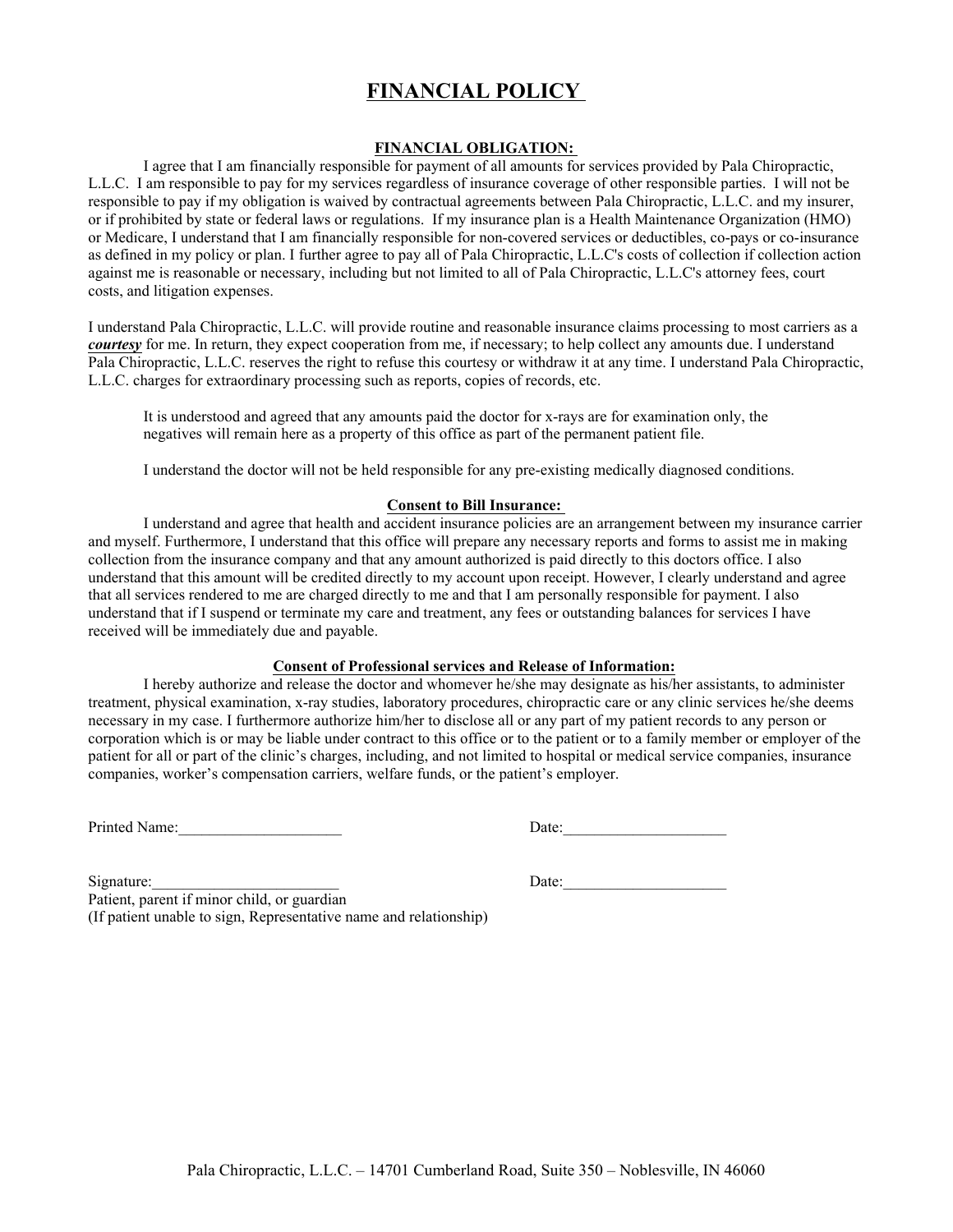# FINANCIAL POLICY

## FINANCIAL OBLIGATION:

I agree that I am financially responsible for payment of all amounts for services provided by Pala Chiropractic, L.L.C. I am responsible to pay for my services regardless of insurance coverage of other responsible parties. I will not be responsible to pay if my obligation is waived by contractual agreements between Pala Chiropractic, L.L.C. and my insurer, or if prohibited by state or federal laws or regulations. If my insurance plan is a Health Maintenance Organization (HMO) or Medicare, I understand that I am financially responsible for non-covered services or deductibles, co-pays or co-insurance as defined in my policy or plan. I further agree to pay all of Pala Chiropractic, L.L.C's costs of collection if collection action against me is reasonable or necessary, including but not limited to all of Pala Chiropractic, L.L.C's attorney fees, court costs, and litigation expenses.

I understand Pala Chiropractic, L.L.C. will provide routine and reasonable insurance claims processing to most carriers as a ***courtesy*** for me. In return, they expect cooperation from me, if necessary; to help collect any amounts due. I understand Pala Chiropractic, L.L.C. reserves the right to refuse this courtesy or withdraw it at any time. I understand Pala Chiropractic, L.L.C. charges for extraordinary processing such as reports, copies of records, etc.

It is understood and agreed that any amounts paid the doctor for x-rays are for examination only, the negatives will remain here as a property of this office as part of the permanent patient file.

I understand the doctor will not be held responsible for any pre-existing medically diagnosed conditions.

## Consent to Bill Insurance:

I understand and agree that health and accident insurance policies are an arrangement between my insurance carrier and myself. Furthermore, I understand that this office will prepare any necessary reports and forms to assist me in making collection from the insurance company and that any amount authorized is paid directly to this doctors office. I also understand that this amount will be credited directly to my account upon receipt. However, I clearly understand and agree that all services rendered to me are charged directly to me and that I am personally responsible for payment. I also understand that if I suspend or terminate my care and treatment, any fees or outstanding balances for services I have received will be immediately due and payable.

## Consent of Professional services and Release of Information:

I hereby authorize and release the doctor and whomever he/she may designate as his/her assistants, to administer treatment, physical examination, x-ray studies, laboratory procedures, chiropractic care or any clinic services he/she deems necessary in my case. I furthermore authorize him/her to disclose all or any part of my patient records to any person or corporation which is or may be liable under contract to this office or to the patient or to a family member or employer of the patient for all or part of the clinic's charges, including, and not limited to hospital or medical service companies, insurance companies, worker's compensation carriers, welfare funds, or the patient's employer.

Printed Name:_____________________ Date:_____________________

Signature:________________________ Date:_____________________
Patient, parent if minor child, or guardian
(If patient unable to sign, Representative name and relationship)

Pala Chiropractic, L.L.C. – 14701 Cumberland Road, Suite 350 – Noblesville, IN 46060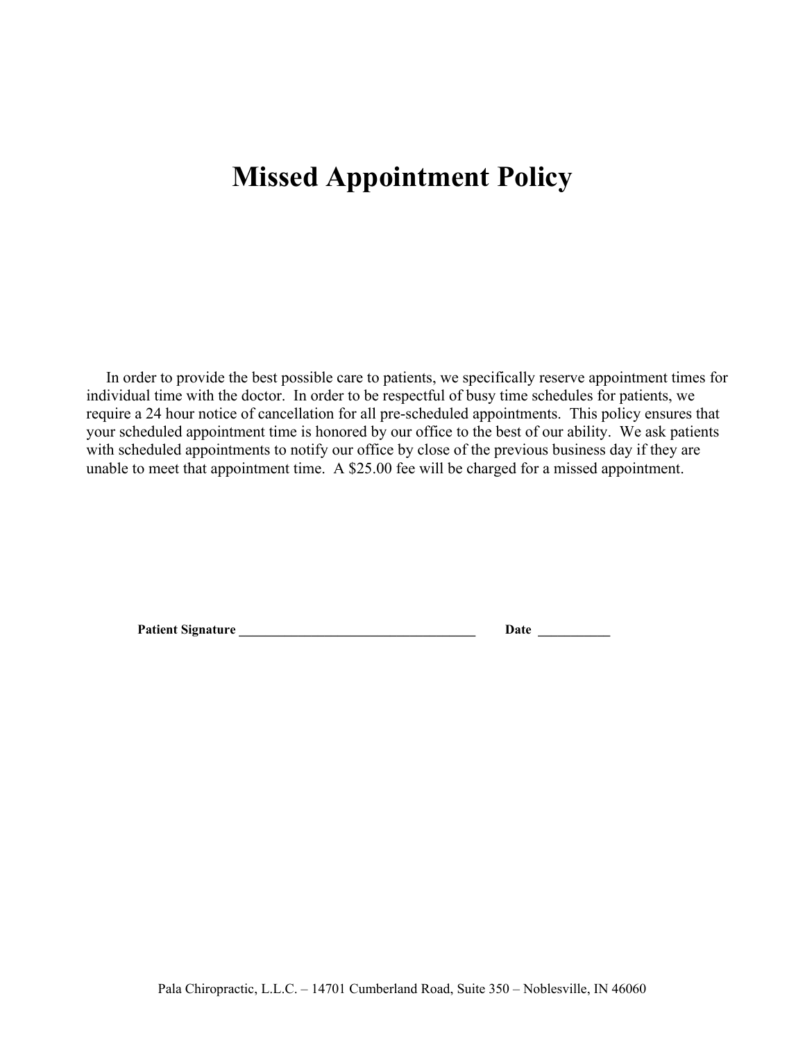# Missed Appointment Policy

In order to provide the best possible care to patients, we specifically reserve appointment times for individual time with the doctor. In order to be respectful of busy time schedules for patients, we require a 24 hour notice of cancellation for all pre-scheduled appointments. This policy ensures that your scheduled appointment time is honored by our office to the best of our ability. We ask patients with scheduled appointments to notify our office by close of the previous business day if they are unable to meet that appointment time. A $25.00 fee will be charged for a missed appointment.

**Patient Signature \_\_\_\_\_\_\_\_\_\_\_\_\_\_\_\_\_\_\_\_\_\_\_\_\_\_\_\_\_\_\_\_\_\_\_\_ Date \_\_\_\_\_\_\_\_\_\_\_**

Pala Chiropractic, L.L.C. – 14701 Cumberland Road, Suite 350 – Noblesville, IN 46060